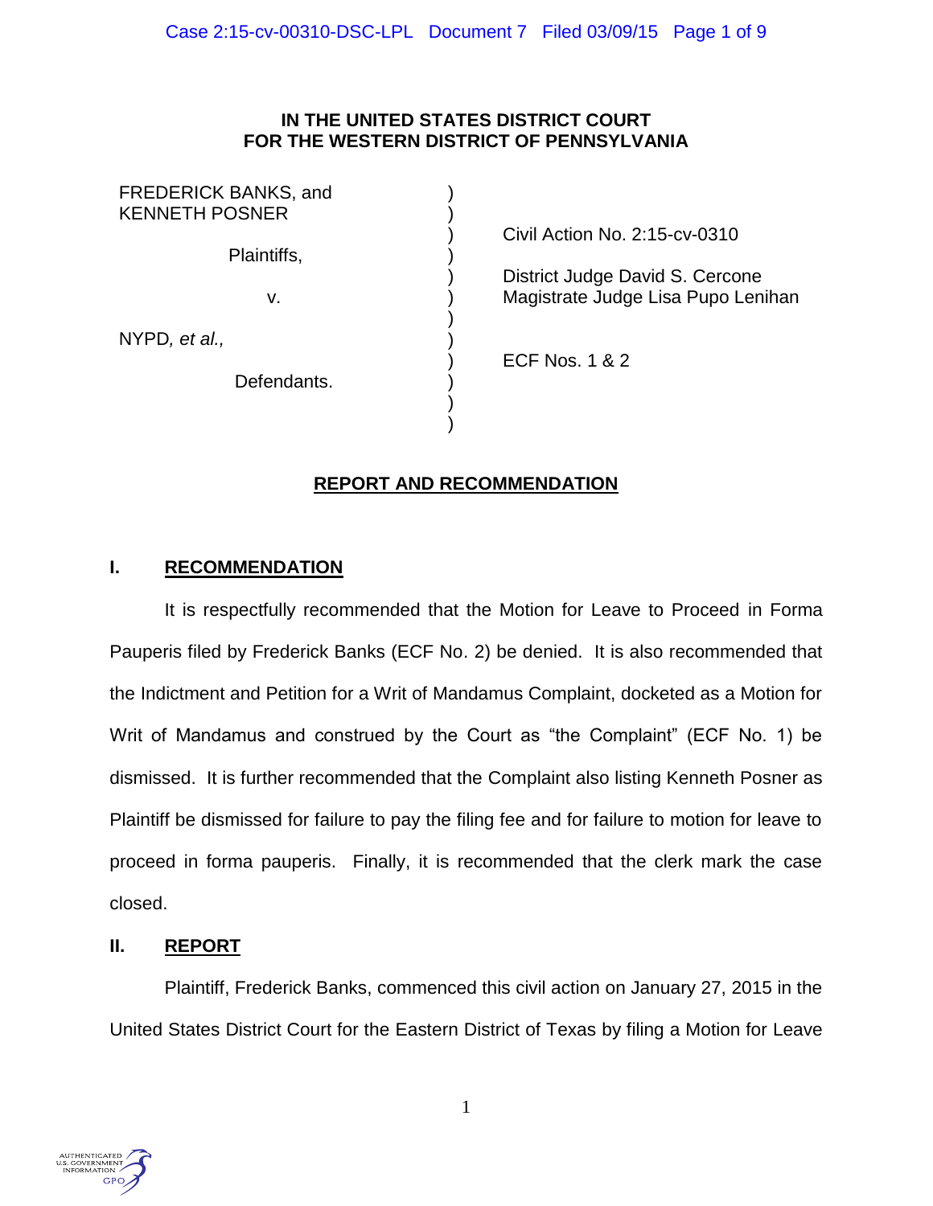**IN THE UNITED STATES DISTRICT COURT**
**FOR THE WESTERN DISTRICT OF PENNSYLVANIA**

| | | |
|---|---|---|
| FREDERICK BANKS, and KENNETH POSNER | ) | |
| Plaintiffs, | ) | Civil Action No. 2:15-cv-0310 |
| v. | ) | District Judge David S. Cercone<br>Magistrate Judge Lisa Pupo Lenihan |
| NYPD*, et al.,* | ) | |
| Defendants. | ) | ECF Nos. 1 & 2 |

## REPORT AND RECOMMENDATION

### I. RECOMMENDATION

It is respectfully recommended that the Motion for Leave to Proceed in Forma Pauperis filed by Frederick Banks (ECF No. 2) be denied. It is also recommended that the Indictment and Petition for a Writ of Mandamus Complaint, docketed as a Motion for Writ of Mandamus and construed by the Court as "the Complaint" (ECF No. 1) be dismissed. It is further recommended that the Complaint also listing Kenneth Posner as Plaintiff be dismissed for failure to pay the filing fee and for failure to motion for leave to proceed in forma pauperis. Finally, it is recommended that the clerk mark the case closed.

### II. REPORT

Plaintiff, Frederick Banks, commenced this civil action on January 27, 2015 in the United States District Court for the Eastern District of Texas by filing a Motion for Leave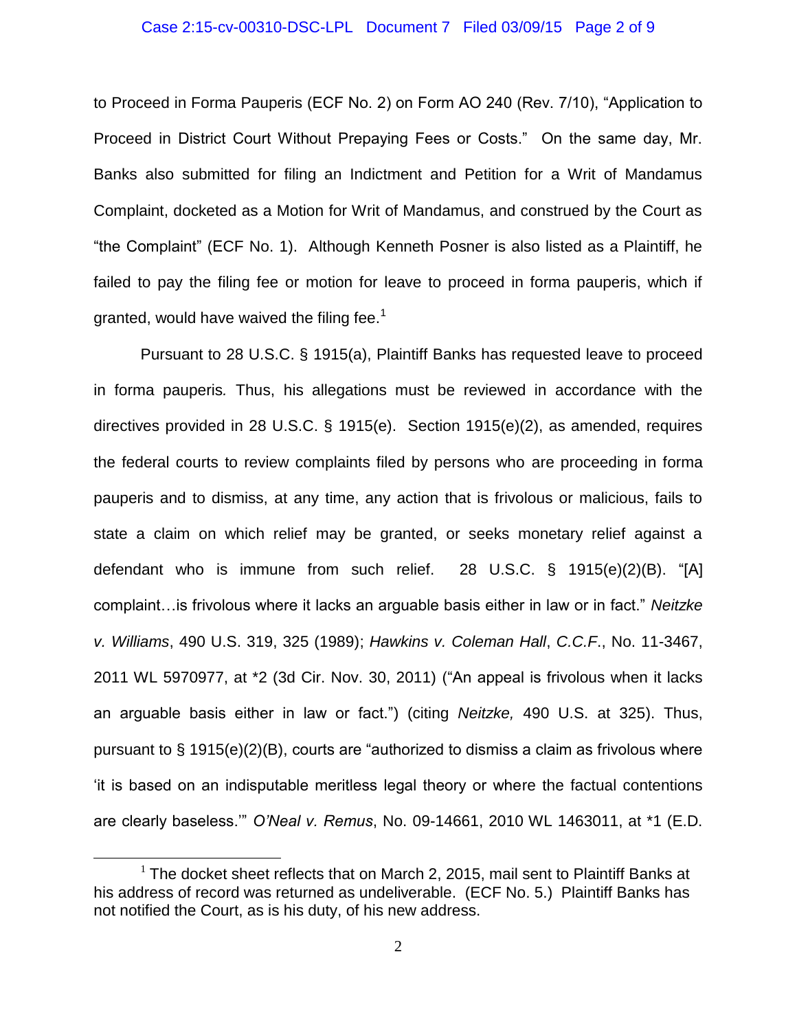to Proceed in Forma Pauperis (ECF No. 2) on Form AO 240 (Rev. 7/10), "Application to Proceed in District Court Without Prepaying Fees or Costs." On the same day, Mr. Banks also submitted for filing an Indictment and Petition for a Writ of Mandamus Complaint, docketed as a Motion for Writ of Mandamus, and construed by the Court as "the Complaint" (ECF No. 1). Although Kenneth Posner is also listed as a Plaintiff, he failed to pay the filing fee or motion for leave to proceed in forma pauperis, which if granted, would have waived the filing fee.[1]

Pursuant to 28 U.S.C. § 1915(a), Plaintiff Banks has requested leave to proceed in forma pauperis*.* Thus, his allegations must be reviewed in accordance with the directives provided in 28 U.S.C. § 1915(e). Section 1915(e)(2), as amended, requires the federal courts to review complaints filed by persons who are proceeding in forma pauperis and to dismiss, at any time, any action that is frivolous or malicious, fails to state a claim on which relief may be granted, or seeks monetary relief against a defendant who is immune from such relief. 28 U.S.C. § 1915(e)(2)(B). "[A] complaint…is frivolous where it lacks an arguable basis either in law or in fact." *Neitzke v. Williams*, 490 U.S. 319, 325 (1989); *Hawkins v. Coleman Hall*, *C.C.F.*, No. 11-3467, 2011 WL 5970977, at *2 (3d Cir. Nov. 30, 2011) ("An appeal is frivolous when it lacks an arguable basis either in law or fact.") (citing *Neitzke,* 490 U.S. at 325). Thus, pursuant to § 1915(e)(2)(B), courts are "authorized to dismiss a claim as frivolous where 'it is based on an indisputable meritless legal theory or where the factual contentions are clearly baseless.'" *O'Neal v. Remus*, No. 09-14661, 2010 WL 1463011, at *1 (E.D.

[1] The docket sheet reflects that on March 2, 2015, mail sent to Plaintiff Banks at his address of record was returned as undeliverable. (ECF No. 5.) Plaintiff Banks has not notified the Court, as is his duty, of his new address.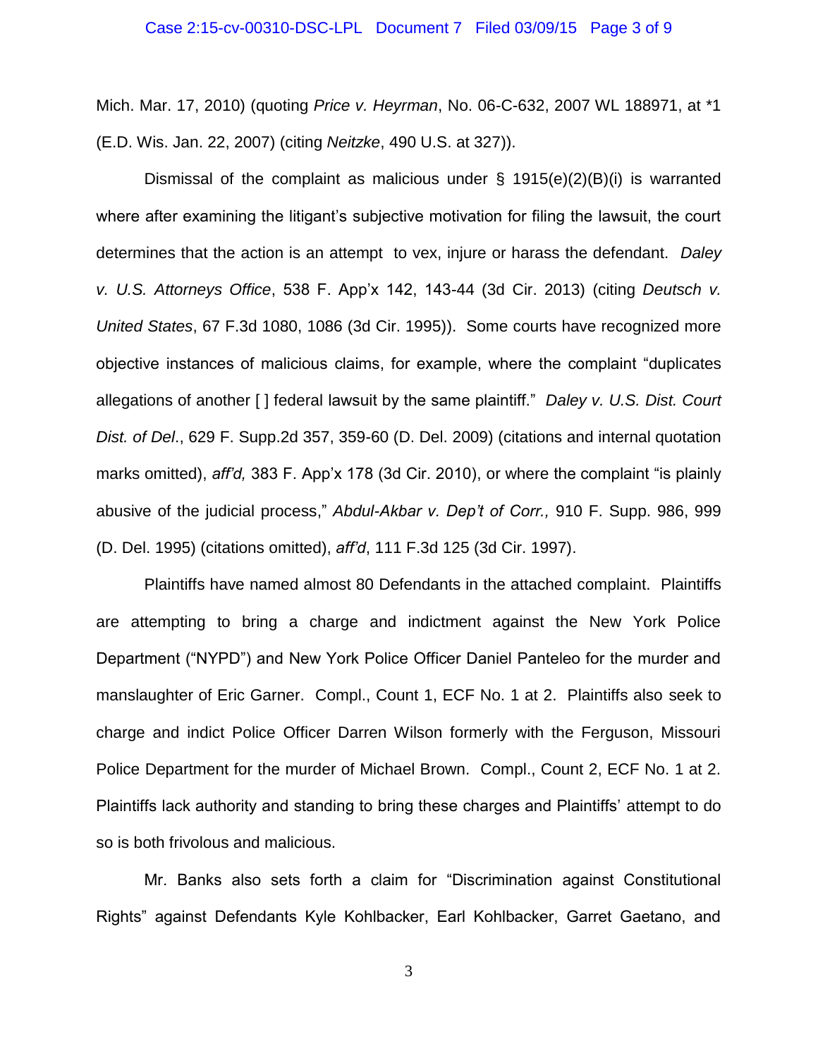Mich. Mar. 17, 2010) (quoting *Price v. Heyrman*, No. 06-C-632, 2007 WL 188971, at *1 (E.D. Wis. Jan. 22, 2007) (citing *Neitzke*, 490 U.S. at 327)).

Dismissal of the complaint as malicious under § 1915(e)(2)(B)(i) is warranted where after examining the litigant's subjective motivation for filing the lawsuit, the court determines that the action is an attempt to vex, injure or harass the defendant. *Daley v. U.S. Attorneys Office*, 538 F. App'x 142, 143-44 (3d Cir. 2013) (citing *Deutsch v. United States*, 67 F.3d 1080, 1086 (3d Cir. 1995)). Some courts have recognized more objective instances of malicious claims, for example, where the complaint "duplicates allegations of another [ ] federal lawsuit by the same plaintiff." *Daley v. U.S. Dist. Court Dist. of Del*., 629 F. Supp.2d 357, 359-60 (D. Del. 2009) (citations and internal quotation marks omitted), *aff'd,* 383 F. App'x 178 (3d Cir. 2010), or where the complaint "is plainly abusive of the judicial process," *Abdul-Akbar v. Dep't of Corr.,* 910 F. Supp. 986, 999 (D. Del. 1995) (citations omitted), *aff'd*, 111 F.3d 125 (3d Cir. 1997).

Plaintiffs have named almost 80 Defendants in the attached complaint. Plaintiffs are attempting to bring a charge and indictment against the New York Police Department ("NYPD") and New York Police Officer Daniel Panteleo for the murder and manslaughter of Eric Garner. Compl., Count 1, ECF No. 1 at 2. Plaintiffs also seek to charge and indict Police Officer Darren Wilson formerly with the Ferguson, Missouri Police Department for the murder of Michael Brown. Compl., Count 2, ECF No. 1 at 2. Plaintiffs lack authority and standing to bring these charges and Plaintiffs' attempt to do so is both frivolous and malicious.

Mr. Banks also sets forth a claim for "Discrimination against Constitutional Rights" against Defendants Kyle Kohlbacker, Earl Kohlbacker, Garret Gaetano, and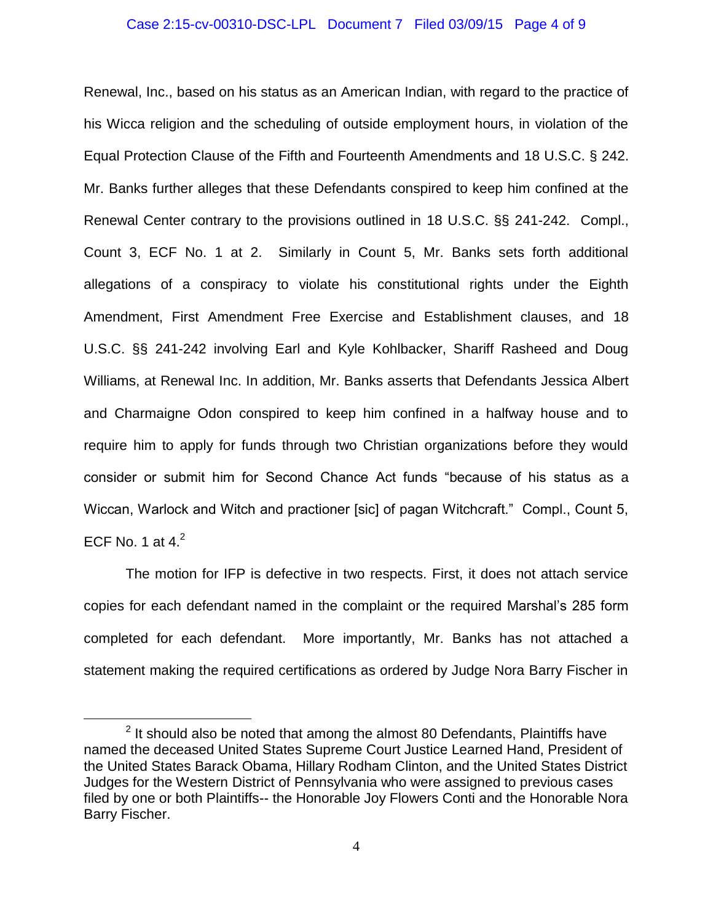Renewal, Inc., based on his status as an American Indian, with regard to the practice of his Wicca religion and the scheduling of outside employment hours, in violation of the Equal Protection Clause of the Fifth and Fourteenth Amendments and 18 U.S.C. § 242. Mr. Banks further alleges that these Defendants conspired to keep him confined at the Renewal Center contrary to the provisions outlined in 18 U.S.C. §§ 241-242. Compl., Count 3, ECF No. 1 at 2. Similarly in Count 5, Mr. Banks sets forth additional allegations of a conspiracy to violate his constitutional rights under the Eighth Amendment, First Amendment Free Exercise and Establishment clauses, and 18 U.S.C. §§ 241-242 involving Earl and Kyle Kohlbacker, Shariff Rasheed and Doug Williams, at Renewal Inc. In addition, Mr. Banks asserts that Defendants Jessica Albert and Charmaigne Odon conspired to keep him confined in a halfway house and to require him to apply for funds through two Christian organizations before they would consider or submit him for Second Chance Act funds "because of his status as a Wiccan, Warlock and Witch and practioner [sic] of pagan Witchcraft." Compl., Count 5, ECF No. 1 at 4.[2]

The motion for IFP is defective in two respects. First, it does not attach service copies for each defendant named in the complaint or the required Marshal's 285 form completed for each defendant. More importantly, Mr. Banks has not attached a statement making the required certifications as ordered by Judge Nora Barry Fischer in

[2] It should also be noted that among the almost 80 Defendants, Plaintiffs have named the deceased United States Supreme Court Justice Learned Hand, President of the United States Barack Obama, Hillary Rodham Clinton, and the United States District Judges for the Western District of Pennsylvania who were assigned to previous cases filed by one or both Plaintiffs-- the Honorable Joy Flowers Conti and the Honorable Nora Barry Fischer.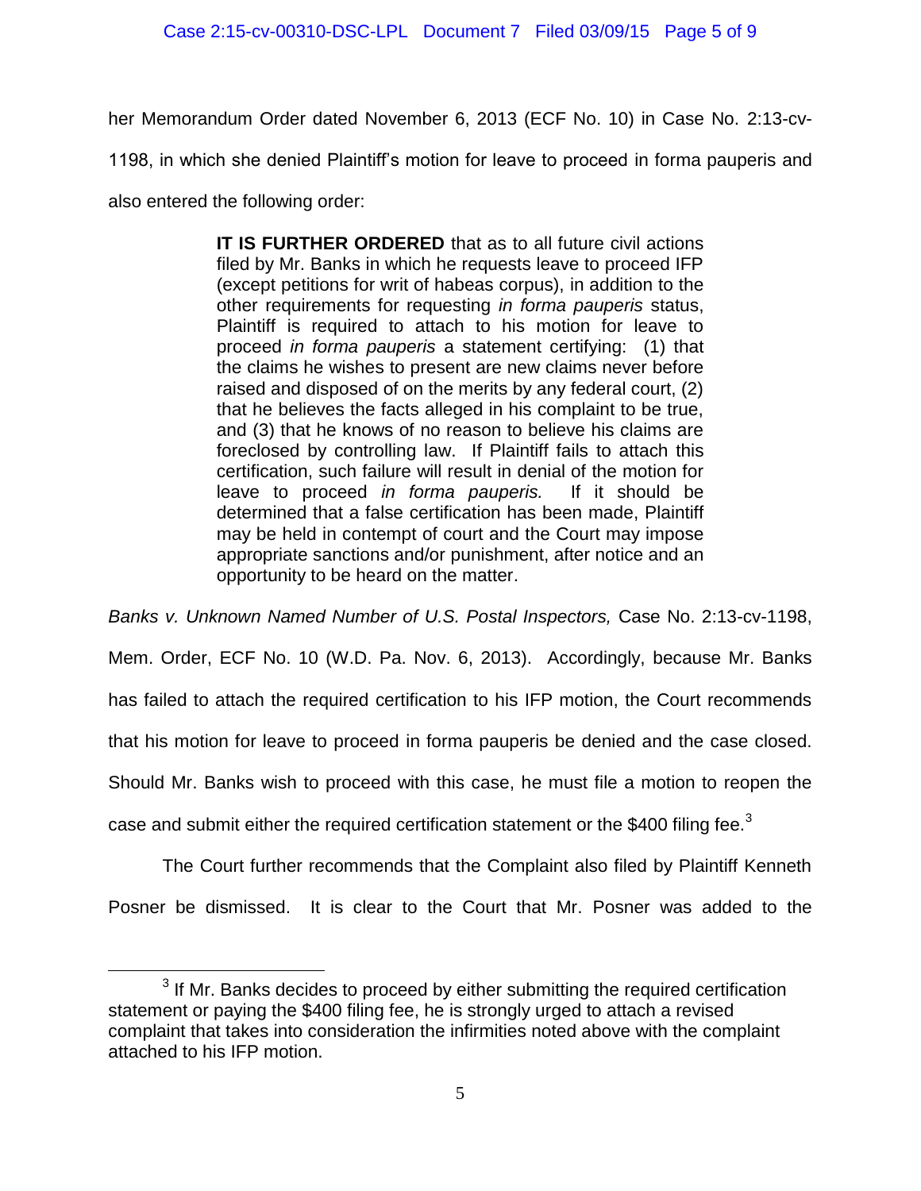her Memorandum Order dated November 6, 2013 (ECF No. 10) in Case No. 2:13-cv-1198, in which she denied Plaintiff's motion for leave to proceed in forma pauperis and also entered the following order:

> **IT IS FURTHER ORDERED** that as to all future civil actions filed by Mr. Banks in which he requests leave to proceed IFP (except petitions for writ of habeas corpus), in addition to the other requirements for requesting *in forma pauperis* status, Plaintiff is required to attach to his motion for leave to proceed *in forma pauperis* a statement certifying: (1) that the claims he wishes to present are new claims never before raised and disposed of on the merits by any federal court, (2) that he believes the facts alleged in his complaint to be true, and (3) that he knows of no reason to believe his claims are foreclosed by controlling law. If Plaintiff fails to attach this certification, such failure will result in denial of the motion for leave to proceed *in forma pauperis.* If it should be determined that a false certification has been made, Plaintiff may be held in contempt of court and the Court may impose appropriate sanctions and/or punishment, after notice and an opportunity to be heard on the matter.

*Banks v. Unknown Named Number of U.S. Postal Inspectors,* Case No. 2:13-cv-1198, Mem. Order, ECF No. 10 (W.D. Pa. Nov. 6, 2013). Accordingly, because Mr. Banks has failed to attach the required certification to his IFP motion, the Court recommends that his motion for leave to proceed in forma pauperis be denied and the case closed. Should Mr. Banks wish to proceed with this case, he must file a motion to reopen the case and submit either the required certification statement or the $400 filing fee.[3]

The Court further recommends that the Complaint also filed by Plaintiff Kenneth Posner be dismissed. It is clear to the Court that Mr. Posner was added to the

[3] If Mr. Banks decides to proceed by either submitting the required certification statement or paying the $400 filing fee, he is strongly urged to attach a revised complaint that takes into consideration the infirmities noted above with the complaint attached to his IFP motion.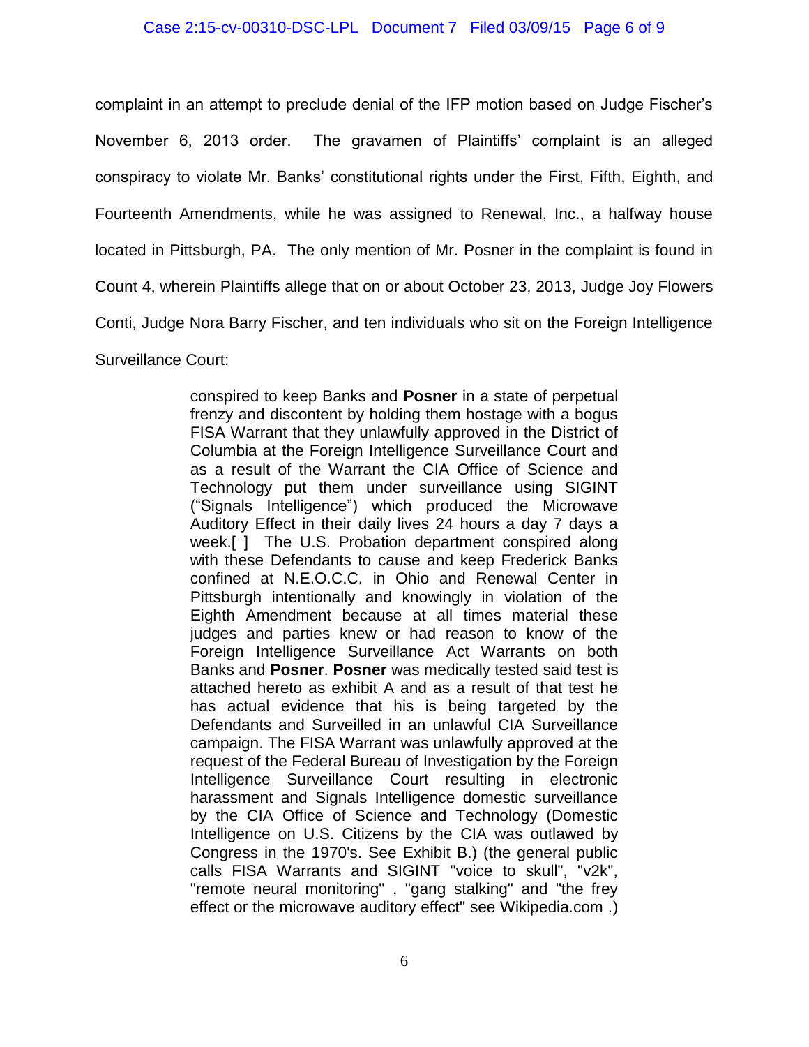complaint in an attempt to preclude denial of the IFP motion based on Judge Fischer's November 6, 2013 order. The gravamen of Plaintiffs' complaint is an alleged conspiracy to violate Mr. Banks' constitutional rights under the First, Fifth, Eighth, and Fourteenth Amendments, while he was assigned to Renewal, Inc., a halfway house located in Pittsburgh, PA. The only mention of Mr. Posner in the complaint is found in Count 4, wherein Plaintiffs allege that on or about October 23, 2013, Judge Joy Flowers Conti, Judge Nora Barry Fischer, and ten individuals who sit on the Foreign Intelligence Surveillance Court:

> conspired to keep Banks and **Posner** in a state of perpetual frenzy and discontent by holding them hostage with a bogus FISA Warrant that they unlawfully approved in the District of Columbia at the Foreign Intelligence Surveillance Court and as a result of the Warrant the CIA Office of Science and Technology put them under surveillance using SIGINT ("Signals Intelligence") which produced the Microwave Auditory Effect in their daily lives 24 hours a day 7 days a week.[ ] The U.S. Probation department conspired along with these Defendants to cause and keep Frederick Banks confined at N.E.O.C.C. in Ohio and Renewal Center in Pittsburgh intentionally and knowingly in violation of the Eighth Amendment because at all times material these judges and parties knew or had reason to know of the Foreign Intelligence Surveillance Act Warrants on both Banks and **Posner**. **Posner** was medically tested said test is attached hereto as exhibit A and as a result of that test he has actual evidence that his is being targeted by the Defendants and Surveilled in an unlawful CIA Surveillance campaign. The FISA Warrant was unlawfully approved at the request of the Federal Bureau of Investigation by the Foreign Intelligence Surveillance Court resulting in electronic harassment and Signals Intelligence domestic surveillance by the CIA Office of Science and Technology (Domestic Intelligence on U.S. Citizens by the CIA was outlawed by Congress in the 1970's. See Exhibit B.) (the general public calls FISA Warrants and SIGINT "voice to skull", "v2k", "remote neural monitoring" , "gang stalking" and "the frey effect or the microwave auditory effect" see Wikipedia.com .)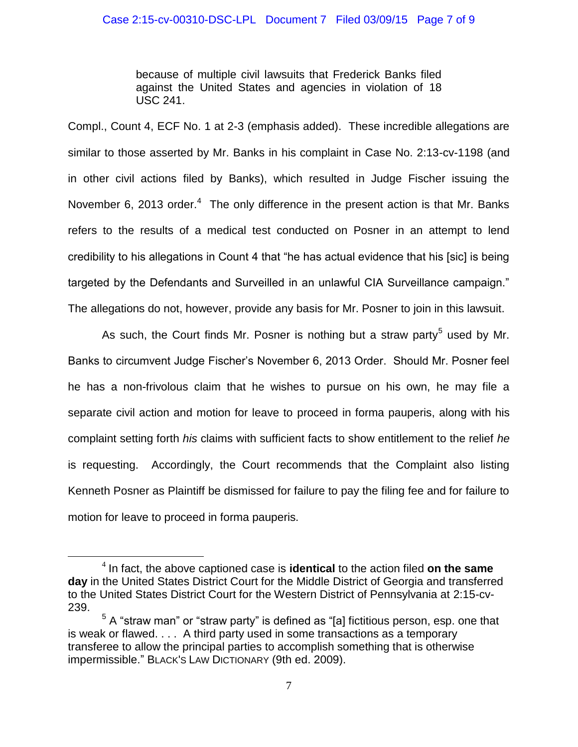> because of multiple civil lawsuits that Frederick Banks filed against the United States and agencies in violation of 18 USC 241.

Compl., Count 4, ECF No. 1 at 2-3 (emphasis added). These incredible allegations are similar to those asserted by Mr. Banks in his complaint in Case No. 2:13-cv-1198 (and in other civil actions filed by Banks), which resulted in Judge Fischer issuing the November 6, 2013 order.[4] The only difference in the present action is that Mr. Banks refers to the results of a medical test conducted on Posner in an attempt to lend credibility to his allegations in Count 4 that "he has actual evidence that his [sic] is being targeted by the Defendants and Surveilled in an unlawful CIA Surveillance campaign." The allegations do not, however, provide any basis for Mr. Posner to join in this lawsuit.

As such, the Court finds Mr. Posner is nothing but a straw party[5] used by Mr. Banks to circumvent Judge Fischer's November 6, 2013 Order. Should Mr. Posner feel he has a non-frivolous claim that he wishes to pursue on his own, he may file a separate civil action and motion for leave to proceed in forma pauperis, along with his complaint setting forth *his* claims with sufficient facts to show entitlement to the relief *he* is requesting. Accordingly, the Court recommends that the Complaint also listing Kenneth Posner as Plaintiff be dismissed for failure to pay the filing fee and for failure to motion for leave to proceed in forma pauperis.

---

[4] In fact, the above captioned case is **identical** to the action filed **on the same day** in the United States District Court for the Middle District of Georgia and transferred to the United States District Court for the Western District of Pennsylvania at 2:15-cv-239.

[5] A "straw man" or "straw party" is defined as "[a] fictitious person, esp. one that is weak or flawed. . . . A third party used in some transactions as a temporary transferee to allow the principal parties to accomplish something that is otherwise impermissible." BLACK'S LAW DICTIONARY (9th ed. 2009).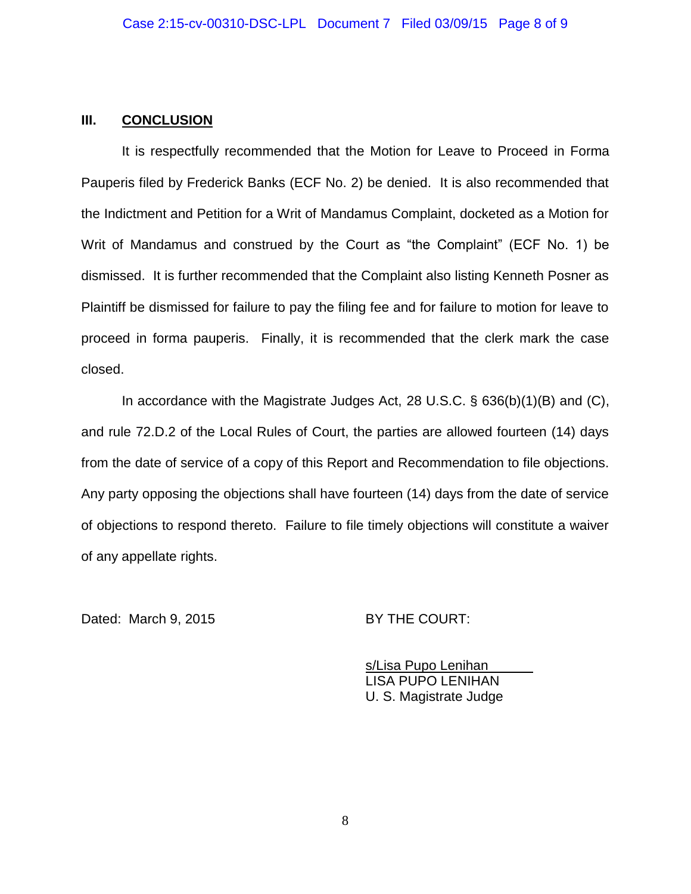## III. **CONCLUSION**

It is respectfully recommended that the Motion for Leave to Proceed in Forma Pauperis filed by Frederick Banks (ECF No. 2) be denied. It is also recommended that the Indictment and Petition for a Writ of Mandamus Complaint, docketed as a Motion for Writ of Mandamus and construed by the Court as "the Complaint" (ECF No. 1) be dismissed. It is further recommended that the Complaint also listing Kenneth Posner as Plaintiff be dismissed for failure to pay the filing fee and for failure to motion for leave to proceed in forma pauperis. Finally, it is recommended that the clerk mark the case closed.

In accordance with the Magistrate Judges Act, 28 U.S.C. § 636(b)(1)(B) and (C), and rule 72.D.2 of the Local Rules of Court, the parties are allowed fourteen (14) days from the date of service of a copy of this Report and Recommendation to file objections. Any party opposing the objections shall have fourteen (14) days from the date of service of objections to respond thereto. Failure to file timely objections will constitute a waiver of any appellate rights.

Dated: March 9, 2015

BY THE COURT:

s/Lisa Pupo Lenihan
LISA PUPO LENIHAN
U. S. Magistrate Judge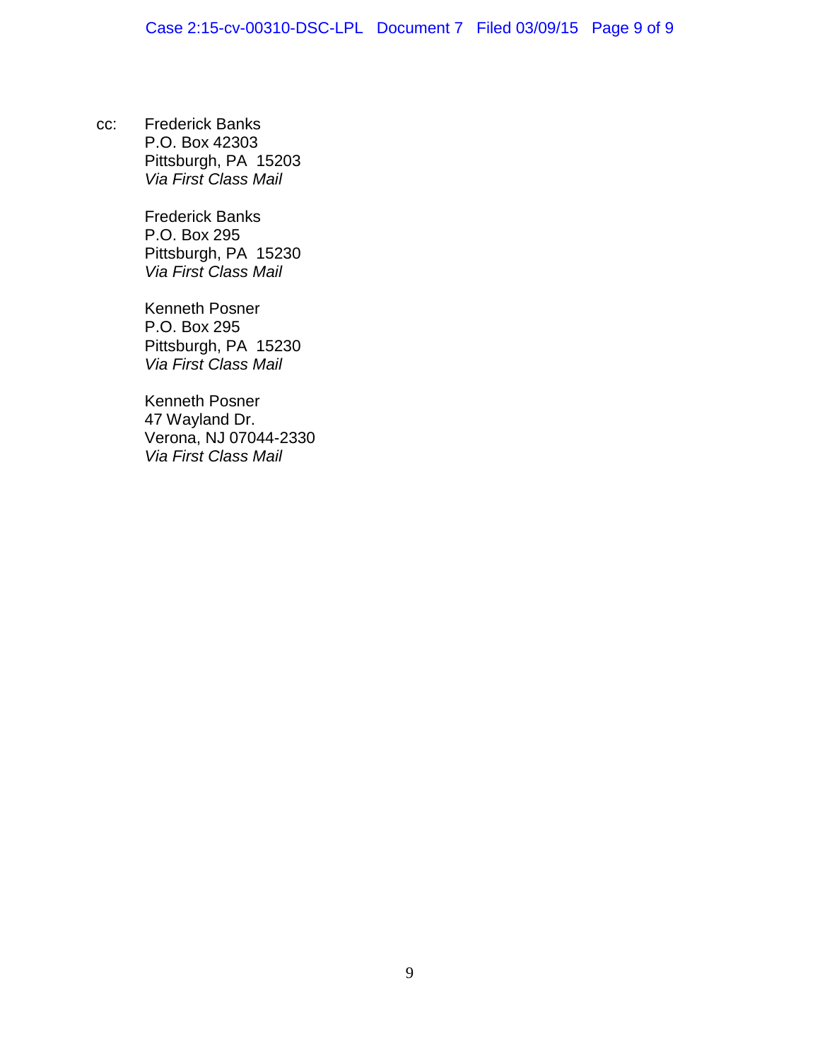cc: Frederick Banks
P.O. Box 42303
Pittsburgh, PA 15203
*Via First Class Mail*

Frederick Banks
P.O. Box 295
Pittsburgh, PA 15230
*Via First Class Mail*

Kenneth Posner
P.O. Box 295
Pittsburgh, PA 15230
*Via First Class Mail*

Kenneth Posner
47 Wayland Dr.
Verona, NJ 07044-2330
*Via First Class Mail*